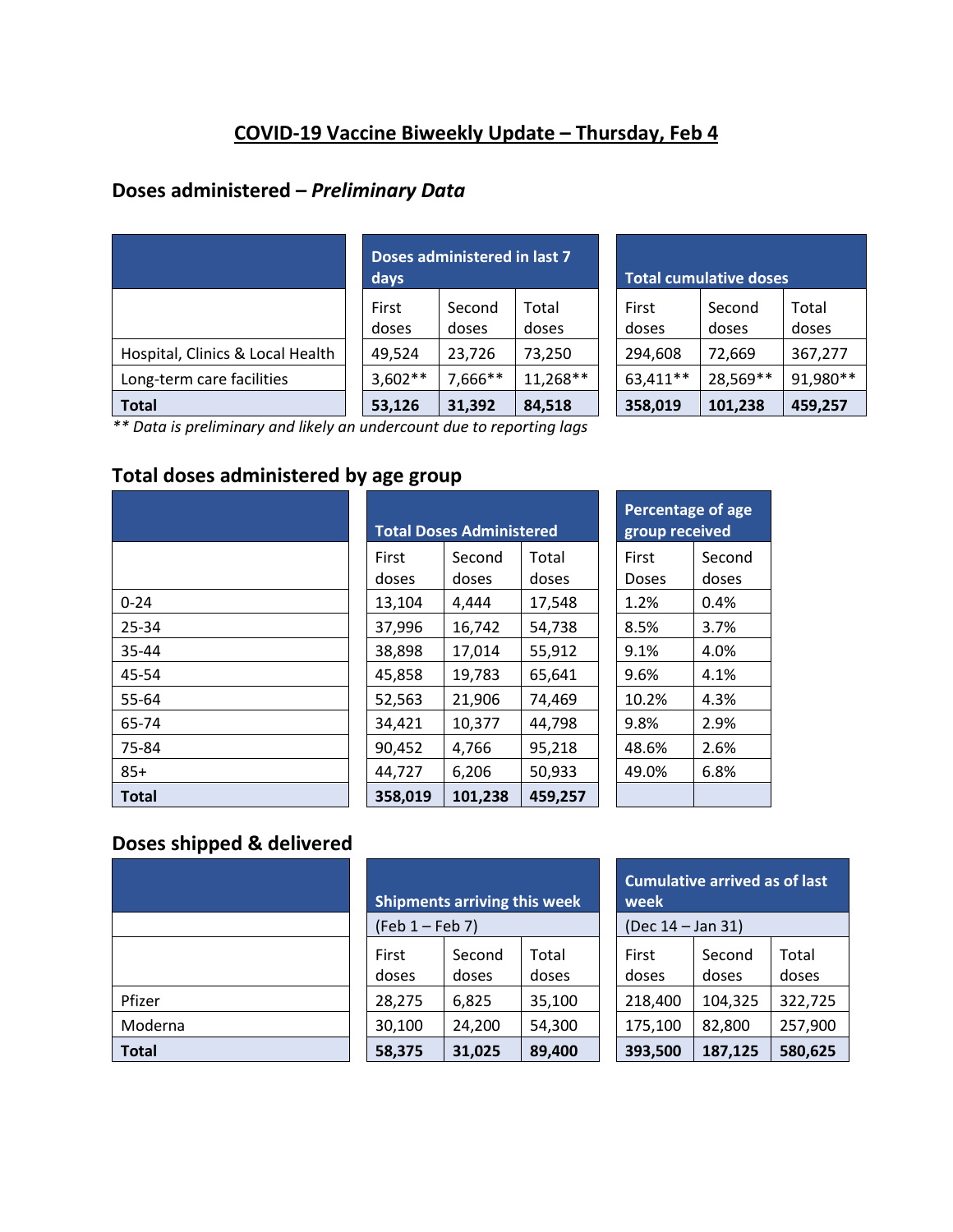# COVID-19 Vaccine Biweekly Update – Thursday, Feb 4

## Doses administered – *Preliminary Data*

| | Doses administered in last 7 days | | | Total cumulative doses | | |
|---|---|---|---|---|---|---|
| | First doses | Second doses | Total doses | First doses | Second doses | Total doses |
| Hospital, Clinics & Local Health | 49,524 | 23,726 | 73,250 | 294,608 | 72,669 | 367,277 |
| Long-term care facilities | 3,602** | 7,666** | 11,268** | 63,411** | 28,569** | 91,980** |
| **Total** | **53,126** | **31,392** | **84,518** | **358,019** | **101,238** | **459,257** |

*** Data is preliminary and likely an undercount due to reporting lags*

## Total doses administered by age group

| | Total Doses Administered | | | Percentage of age group received | |
|---|---|---|---|---|---|
| | First doses | Second doses | Total doses | First Doses | Second doses |
| 0-24 | 13,104 | 4,444 | 17,548 | 1.2% | 0.4% |
| 25-34 | 37,996 | 16,742 | 54,738 | 8.5% | 3.7% |
| 35-44 | 38,898 | 17,014 | 55,912 | 9.1% | 4.0% |
| 45-54 | 45,858 | 19,783 | 65,641 | 9.6% | 4.1% |
| 55-64 | 52,563 | 21,906 | 74,469 | 10.2% | 4.3% |
| 65-74 | 34,421 | 10,377 | 44,798 | 9.8% | 2.9% |
| 75-84 | 90,452 | 4,766 | 95,218 | 48.6% | 2.6% |
| 85+ | 44,727 | 6,206 | 50,933 | 49.0% | 6.8% |
| **Total** | **358,019** | **101,238** | **459,257** | | |

## Doses shipped & delivered

| | Shipments arriving this week | | | Cumulative arrived as of last week | | |
|---|---|---|---|---|---|---|
| | (Feb 1 – Feb 7) | | | (Dec 14 – Jan 31) | | |
| | First doses | Second doses | Total doses | First doses | Second doses | Total doses |
| Pfizer | 28,275 | 6,825 | 35,100 | 218,400 | 104,325 | 322,725 |
| Moderna | 30,100 | 24,200 | 54,300 | 175,100 | 82,800 | 257,900 |
| **Total** | **58,375** | **31,025** | **89,400** | **393,500** | **187,125** | **580,625** |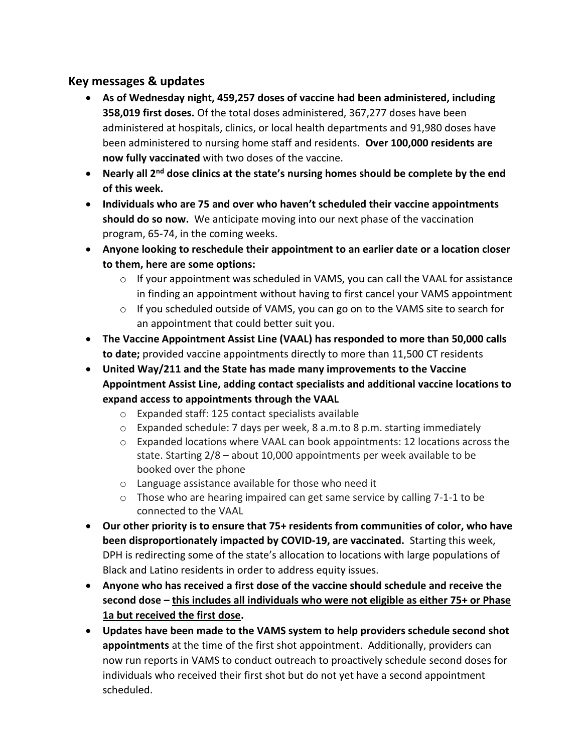## Key messages & updates

- **As of Wednesday night, 459,257 doses of vaccine had been administered, including 358,019 first doses.** Of the total doses administered, 367,277 doses have been administered at hospitals, clinics, or local health departments and 91,980 doses have been administered to nursing home staff and residents. **Over 100,000 residents are now fully vaccinated** with two doses of the vaccine.
- **Nearly all 2nd dose clinics at the state's nursing homes should be complete by the end of this week.**
- **Individuals who are 75 and over who haven't scheduled their vaccine appointments should do so now.** We anticipate moving into our next phase of the vaccination program, 65-74, in the coming weeks.
- **Anyone looking to reschedule their appointment to an earlier date or a location closer to them, here are some options:**
  - If your appointment was scheduled in VAMS, you can call the VAAL for assistance in finding an appointment without having to first cancel your VAMS appointment
  - If you scheduled outside of VAMS, you can go on to the VAMS site to search for an appointment that could better suit you.
- **The Vaccine Appointment Assist Line (VAAL) has responded to more than 50,000 calls to date;** provided vaccine appointments directly to more than 11,500 CT residents
- **United Way/211 and the State has made many improvements to the Vaccine Appointment Assist Line, adding contact specialists and additional vaccine locations to expand access to appointments through the VAAL**
  - Expanded staff: 125 contact specialists available
  - Expanded schedule: 7 days per week, 8 a.m.to 8 p.m. starting immediately
  - Expanded locations where VAAL can book appointments: 12 locations across the state. Starting 2/8 – about 10,000 appointments per week available to be booked over the phone
  - Language assistance available for those who need it
  - Those who are hearing impaired can get same service by calling 7-1-1 to be connected to the VAAL
- **Our other priority is to ensure that 75+ residents from communities of color, who have been disproportionately impacted by COVID-19, are vaccinated.** Starting this week, DPH is redirecting some of the state's allocation to locations with large populations of Black and Latino residents in order to address equity issues.
- **Anyone who has received a first dose of the vaccine should schedule and receive the second dose – <u>this includes all individuals who were not eligible as either 75+ or Phase 1a but received the first dose</u>.**
- **Updates have been made to the VAMS system to help providers schedule second shot appointments** at the time of the first shot appointment. Additionally, providers can now run reports in VAMS to conduct outreach to proactively schedule second doses for individuals who received their first shot but do not yet have a second appointment scheduled.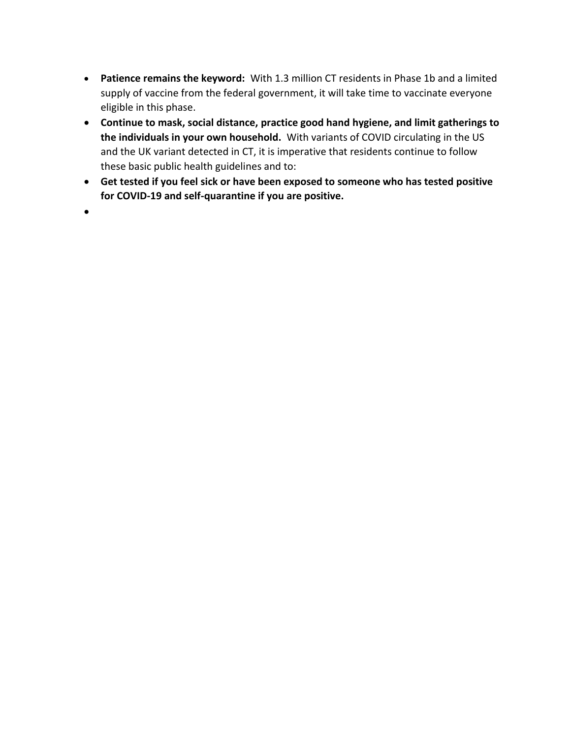- **Patience remains the keyword:** With 1.3 million CT residents in Phase 1b and a limited supply of vaccine from the federal government, it will take time to vaccinate everyone eligible in this phase.
- **Continue to mask, social distance, practice good hand hygiene, and limit gatherings to the individuals in your own household.** With variants of COVID circulating in the US and the UK variant detected in CT, it is imperative that residents continue to follow these basic public health guidelines and to:
- **Get tested if you feel sick or have been exposed to someone who has tested positive for COVID-19 and self-quarantine if you are positive.**
-